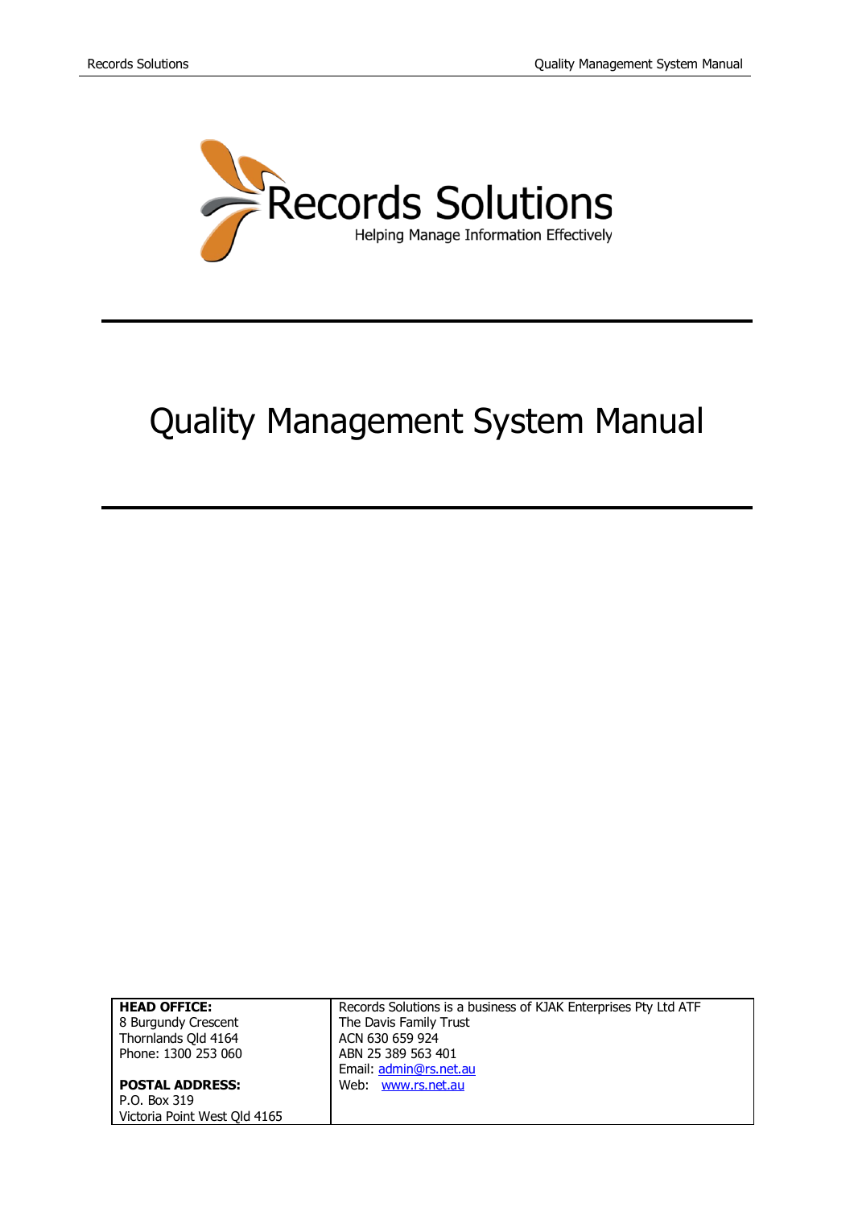Records Solutions

Helping Manage Information Effectively

# Quality Management System Manual

| **HEAD OFFICE:**<br>8 Burgundy Crescent<br>Thornlands Qld 4164<br>Phone: 1300 253 060<br><br>**POSTAL ADDRESS:**<br>P.O. Box 319<br>Victoria Point West Qld 4165 | Records Solutions is a business of KJAK Enterprises Pty Ltd ATF The Davis Family Trust<br>ACN 630 659 924<br>ABN 25 389 563 401<br>Email: admin@rs.net.au<br>Web: www.rs.net.au |
|---|---|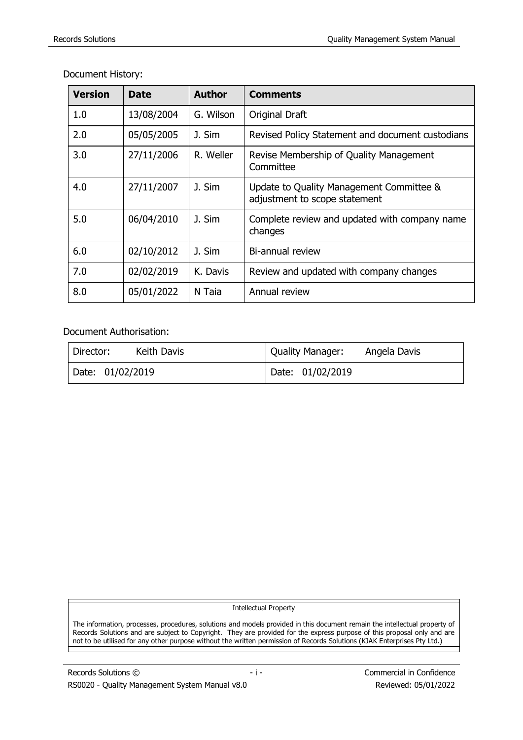Document History:

| Version | Date | Author | Comments |
|---|---|---|---|
| 1.0 | 13/08/2004 | G. Wilson | Original Draft |
| 2.0 | 05/05/2005 | J. Sim | Revised Policy Statement and document custodians |
| 3.0 | 27/11/2006 | R. Weller | Revise Membership of Quality Management Committee |
| 4.0 | 27/11/2007 | J. Sim | Update to Quality Management Committee & adjustment to scope statement |
| 5.0 | 06/04/2010 | J. Sim | Complete review and updated with company name changes |
| 6.0 | 02/10/2012 | J. Sim | Bi-annual review |
| 7.0 | 02/02/2019 | K. Davis | Review and updated with company changes |
| 8.0 | 05/01/2022 | N Taia | Annual review |

Document Authorisation:

| Director: Keith Davis | Quality Manager: Angela Davis |
|---|---|
| Date: 01/02/2019 | Date: 01/02/2019 |

Intellectual Property

The information, processes, procedures, solutions and models provided in this document remain the intellectual property of Records Solutions and are subject to Copyright. They are provided for the express purpose of this proposal only and are not to be utilised for any other purpose without the written permission of Records Solutions (KJAK Enterprises Pty Ltd.)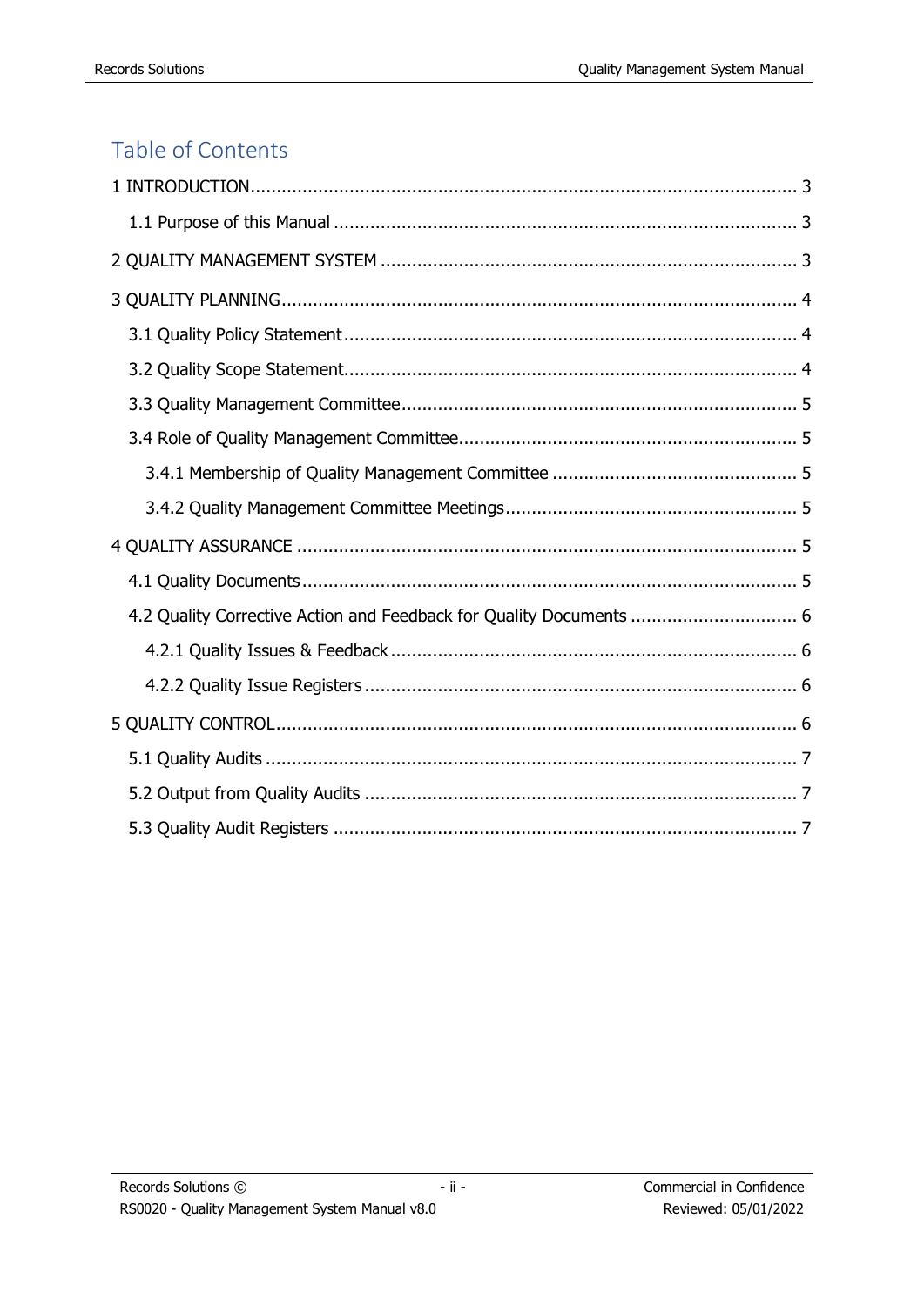## Table of Contents

1 INTRODUCTION ........................................................................................................ 3

- 1.1 Purpose of this Manual ........................................................................................ 3

2 QUALITY MANAGEMENT SYSTEM ................................................................................ 3

3 QUALITY PLANNING .................................................................................................. 4

- 3.1 Quality Policy Statement ...................................................................................... 4
- 3.2 Quality Scope Statement ...................................................................................... 4
- 3.3 Quality Management Committee ........................................................................... 5
- 3.4 Role of Quality Management Committee ................................................................ 5
  - 3.4.1 Membership of Quality Management Committee ............................................... 5
  - 3.4.2 Quality Management Committee Meetings ....................................................... 5

4 QUALITY ASSURANCE ................................................................................................ 5

- 4.1 Quality Documents .............................................................................................. 5
- 4.2 Quality Corrective Action and Feedback for Quality Documents ................................ 6
  - 4.2.1 Quality Issues & Feedback ............................................................................. 6
  - 4.2.2 Quality Issue Registers .................................................................................. 6

5 QUALITY CONTROL ..................................................................................................... 6

- 5.1 Quality Audits ..................................................................................................... 7
- 5.2 Output from Quality Audits ................................................................................... 7
- 5.3 Quality Audit Registers ......................................................................................... 7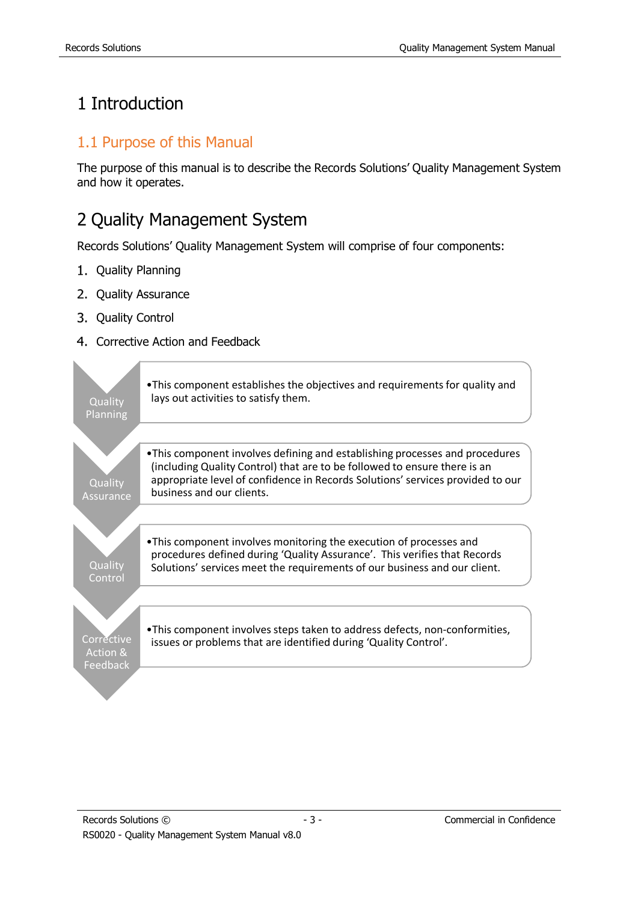# 1 Introduction

## 1.1 Purpose of this Manual

The purpose of this manual is to describe the Records Solutions' Quality Management System and how it operates.

# 2 Quality Management System

Records Solutions' Quality Management System will comprise of four components:

1. Quality Planning
2. Quality Assurance
3. Quality Control
4. Corrective Action and Feedback

| Component | Description |
|---|---|
| Quality Planning | This component establishes the objectives and requirements for quality and lays out activities to satisfy them. |
| Quality Assurance | This component involves defining and establishing processes and procedures (including Quality Control) that are to be followed to ensure there is an appropriate level of confidence in Records Solutions' services provided to our business and our clients. |
| Quality Control | This component involves monitoring the execution of processes and procedures defined during 'Quality Assurance'. This verifies that Records Solutions' services meet the requirements of our business and our client. |
| Corrective Action & Feedback | This component involves steps taken to address defects, non-conformities, issues or problems that are identified during 'Quality Control'. |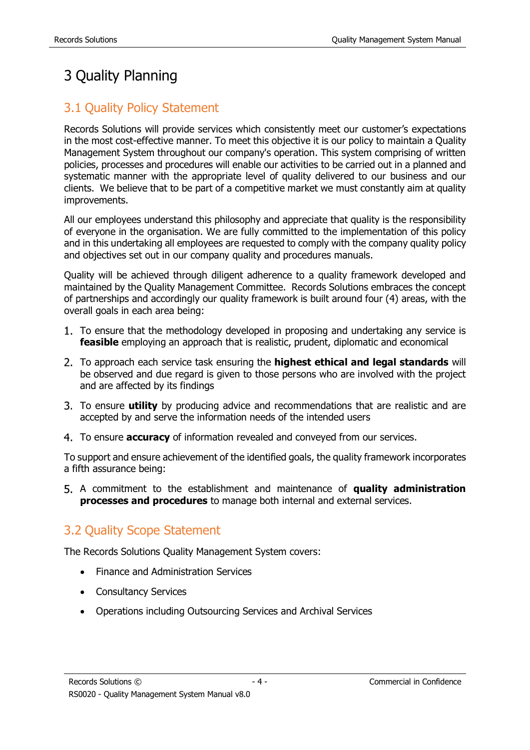# 3 Quality Planning

## 3.1 Quality Policy Statement

Records Solutions will provide services which consistently meet our customer's expectations in the most cost-effective manner. To meet this objective it is our policy to maintain a Quality Management System throughout our company's operation. This system comprising of written policies, processes and procedures will enable our activities to be carried out in a planned and systematic manner with the appropriate level of quality delivered to our business and our clients. We believe that to be part of a competitive market we must constantly aim at quality improvements.

All our employees understand this philosophy and appreciate that quality is the responsibility of everyone in the organisation. We are fully committed to the implementation of this policy and in this undertaking all employees are requested to comply with the company quality policy and objectives set out in our company quality and procedures manuals.

Quality will be achieved through diligent adherence to a quality framework developed and maintained by the Quality Management Committee. Records Solutions embraces the concept of partnerships and accordingly our quality framework is built around four (4) areas, with the overall goals in each area being:

1. To ensure that the methodology developed in proposing and undertaking any service is **feasible** employing an approach that is realistic, prudent, diplomatic and economical
2. To approach each service task ensuring the **highest ethical and legal standards** will be observed and due regard is given to those persons who are involved with the project and are affected by its findings
3. To ensure **utility** by producing advice and recommendations that are realistic and are accepted by and serve the information needs of the intended users
4. To ensure **accuracy** of information revealed and conveyed from our services.

To support and ensure achievement of the identified goals, the quality framework incorporates a fifth assurance being:

5. A commitment to the establishment and maintenance of **quality administration processes and procedures** to manage both internal and external services.

## 3.2 Quality Scope Statement

The Records Solutions Quality Management System covers:

- Finance and Administration Services
- Consultancy Services
- Operations including Outsourcing Services and Archival Services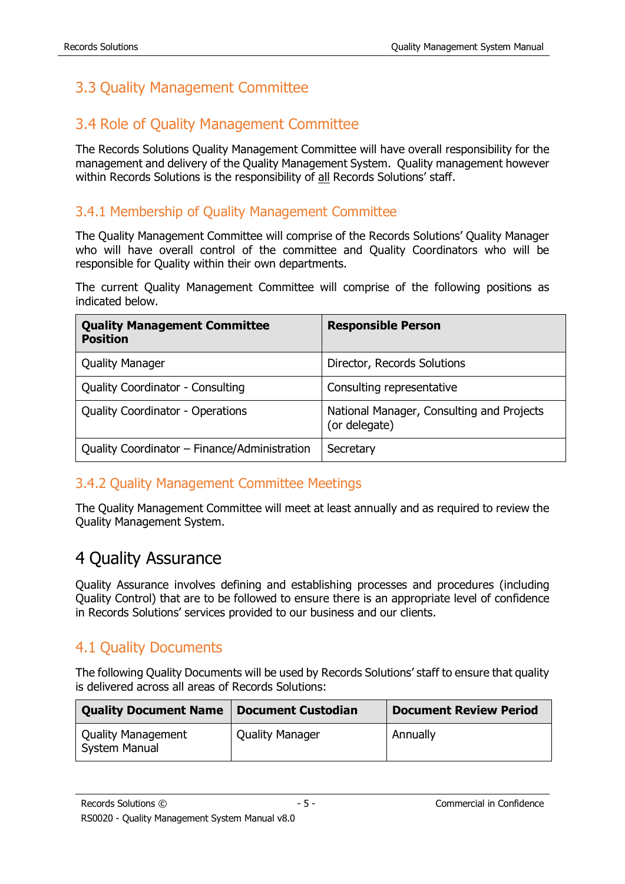## 3.3 Quality Management Committee

## 3.4 Role of Quality Management Committee

The Records Solutions Quality Management Committee will have overall responsibility for the management and delivery of the Quality Management System. Quality management however within Records Solutions is the responsibility of all Records Solutions' staff.

### 3.4.1 Membership of Quality Management Committee

The Quality Management Committee will comprise of the Records Solutions' Quality Manager who will have overall control of the committee and Quality Coordinators who will be responsible for Quality within their own departments.

The current Quality Management Committee will comprise of the following positions as indicated below.

| Quality Management Committee Position | Responsible Person |
| --- | --- |
| Quality Manager | Director, Records Solutions |
| Quality Coordinator - Consulting | Consulting representative |
| Quality Coordinator - Operations | National Manager, Consulting and Projects (or delegate) |
| Quality Coordinator – Finance/Administration | Secretary |

### 3.4.2 Quality Management Committee Meetings

The Quality Management Committee will meet at least annually and as required to review the Quality Management System.

# 4 Quality Assurance

Quality Assurance involves defining and establishing processes and procedures (including Quality Control) that are to be followed to ensure there is an appropriate level of confidence in Records Solutions' services provided to our business and our clients.

## 4.1 Quality Documents

The following Quality Documents will be used by Records Solutions' staff to ensure that quality is delivered across all areas of Records Solutions:

| Quality Document Name | Document Custodian | Document Review Period |
| --- | --- | --- |
| Quality Management System Manual | Quality Manager | Annually |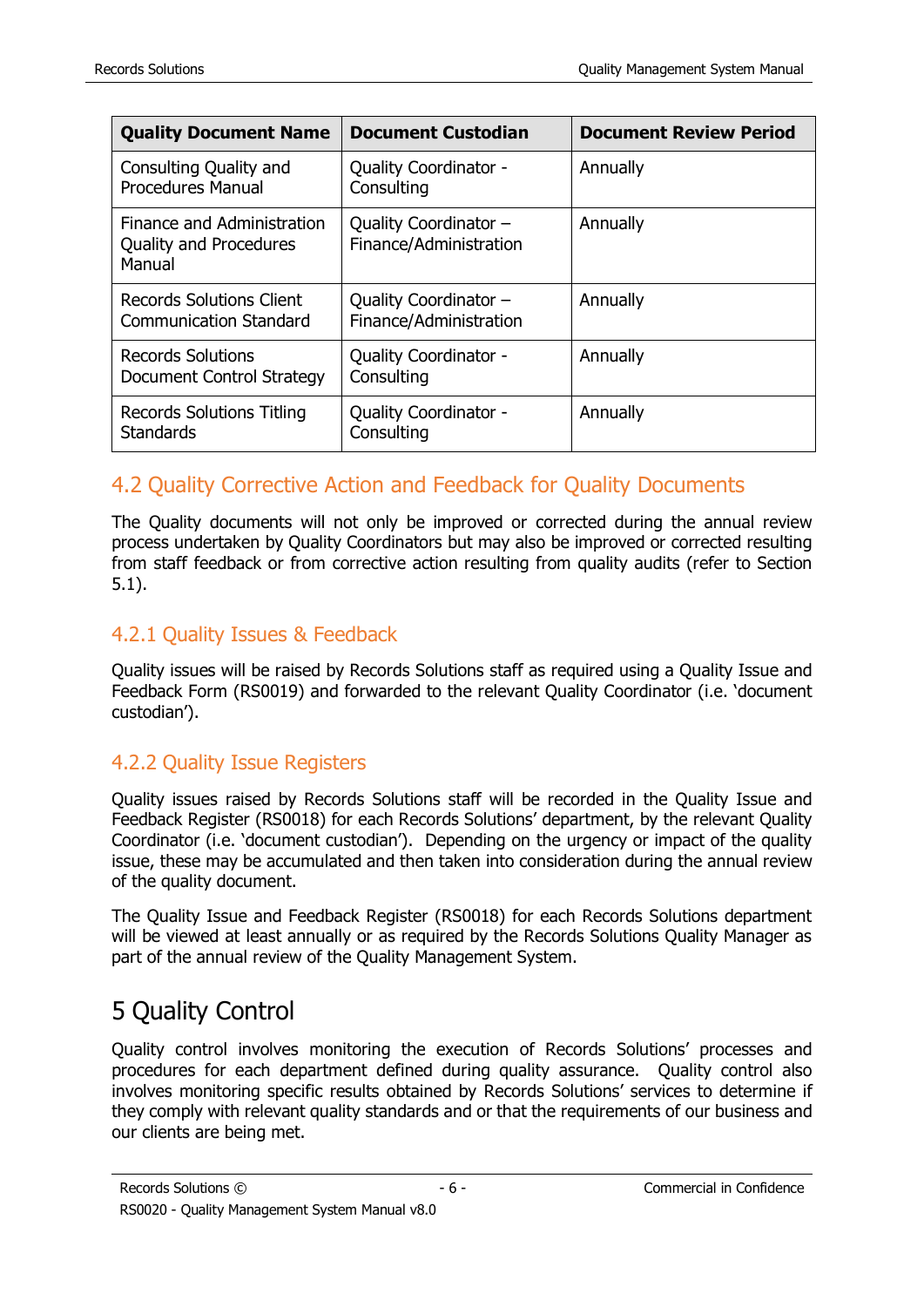| Quality Document Name | Document Custodian | Document Review Period |
|---|---|---|
| Consulting Quality and Procedures Manual | Quality Coordinator - Consulting | Annually |
| Finance and Administration Quality and Procedures Manual | Quality Coordinator – Finance/Administration | Annually |
| Records Solutions Client Communication Standard | Quality Coordinator – Finance/Administration | Annually |
| Records Solutions Document Control Strategy | Quality Coordinator - Consulting | Annually |
| Records Solutions Titling Standards | Quality Coordinator - Consulting | Annually |

## 4.2 Quality Corrective Action and Feedback for Quality Documents

The Quality documents will not only be improved or corrected during the annual review process undertaken by Quality Coordinators but may also be improved or corrected resulting from staff feedback or from corrective action resulting from quality audits (refer to Section 5.1).

### 4.2.1 Quality Issues & Feedback

Quality issues will be raised by Records Solutions staff as required using a Quality Issue and Feedback Form (RS0019) and forwarded to the relevant Quality Coordinator (i.e. 'document custodian').

### 4.2.2 Quality Issue Registers

Quality issues raised by Records Solutions staff will be recorded in the Quality Issue and Feedback Register (RS0018) for each Records Solutions' department, by the relevant Quality Coordinator (i.e. 'document custodian'). Depending on the urgency or impact of the quality issue, these may be accumulated and then taken into consideration during the annual review of the quality document.

The Quality Issue and Feedback Register (RS0018) for each Records Solutions department will be viewed at least annually or as required by the Records Solutions Quality Manager as part of the annual review of the Quality Management System.

# 5 Quality Control

Quality control involves monitoring the execution of Records Solutions' processes and procedures for each department defined during quality assurance. Quality control also involves monitoring specific results obtained by Records Solutions' services to determine if they comply with relevant quality standards and or that the requirements of our business and our clients are being met.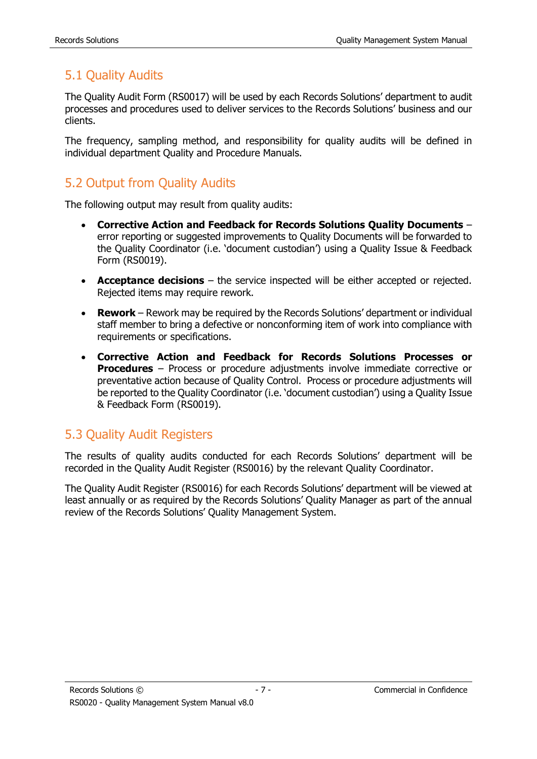## 5.1 Quality Audits

The Quality Audit Form (RS0017) will be used by each Records Solutions' department to audit processes and procedures used to deliver services to the Records Solutions' business and our clients.

The frequency, sampling method, and responsibility for quality audits will be defined in individual department Quality and Procedure Manuals.

## 5.2 Output from Quality Audits

The following output may result from quality audits:

- **Corrective Action and Feedback for Records Solutions Quality Documents** – error reporting or suggested improvements to Quality Documents will be forwarded to the Quality Coordinator (i.e. 'document custodian') using a Quality Issue & Feedback Form (RS0019).

- **Acceptance decisions** – the service inspected will be either accepted or rejected. Rejected items may require rework.

- **Rework** – Rework may be required by the Records Solutions' department or individual staff member to bring a defective or nonconforming item of work into compliance with requirements or specifications.

- **Corrective Action and Feedback for Records Solutions Processes or Procedures** – Process or procedure adjustments involve immediate corrective or preventative action because of Quality Control. Process or procedure adjustments will be reported to the Quality Coordinator (i.e. 'document custodian') using a Quality Issue & Feedback Form (RS0019).

## 5.3 Quality Audit Registers

The results of quality audits conducted for each Records Solutions' department will be recorded in the Quality Audit Register (RS0016) by the relevant Quality Coordinator.

The Quality Audit Register (RS0016) for each Records Solutions' department will be viewed at least annually or as required by the Records Solutions' Quality Manager as part of the annual review of the Records Solutions' Quality Management System.